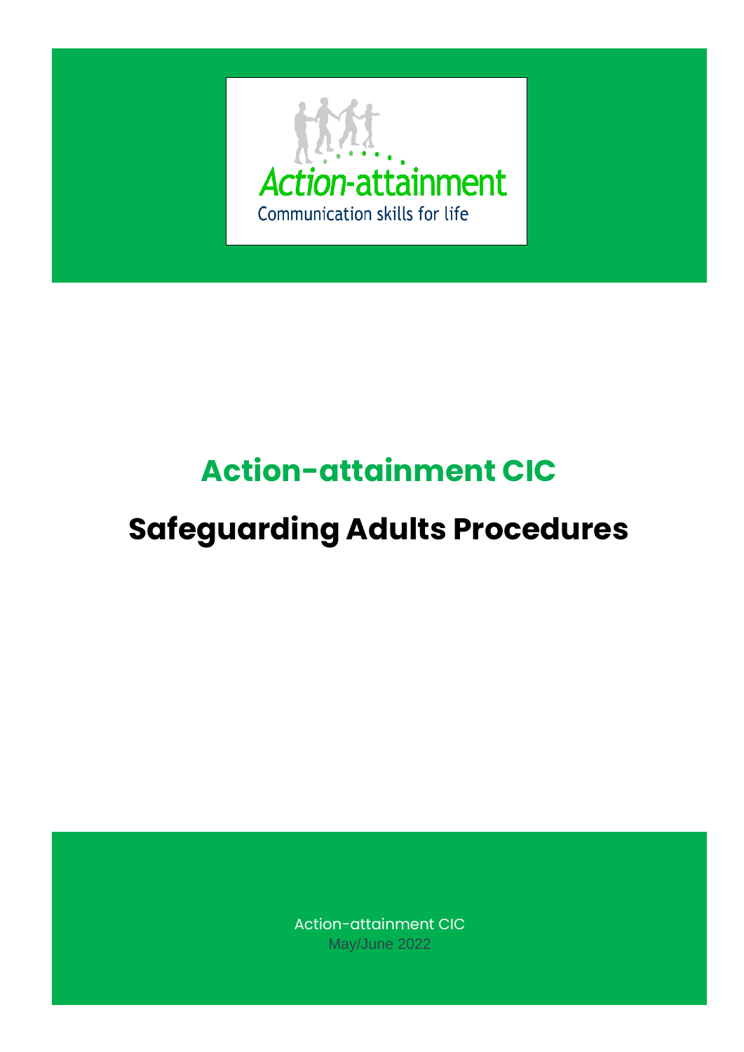Action-attainment

Communication skills for life

# Action-attainment CIC

# Safeguarding Adults Procedures

Action-attainment CIC

May/June 2022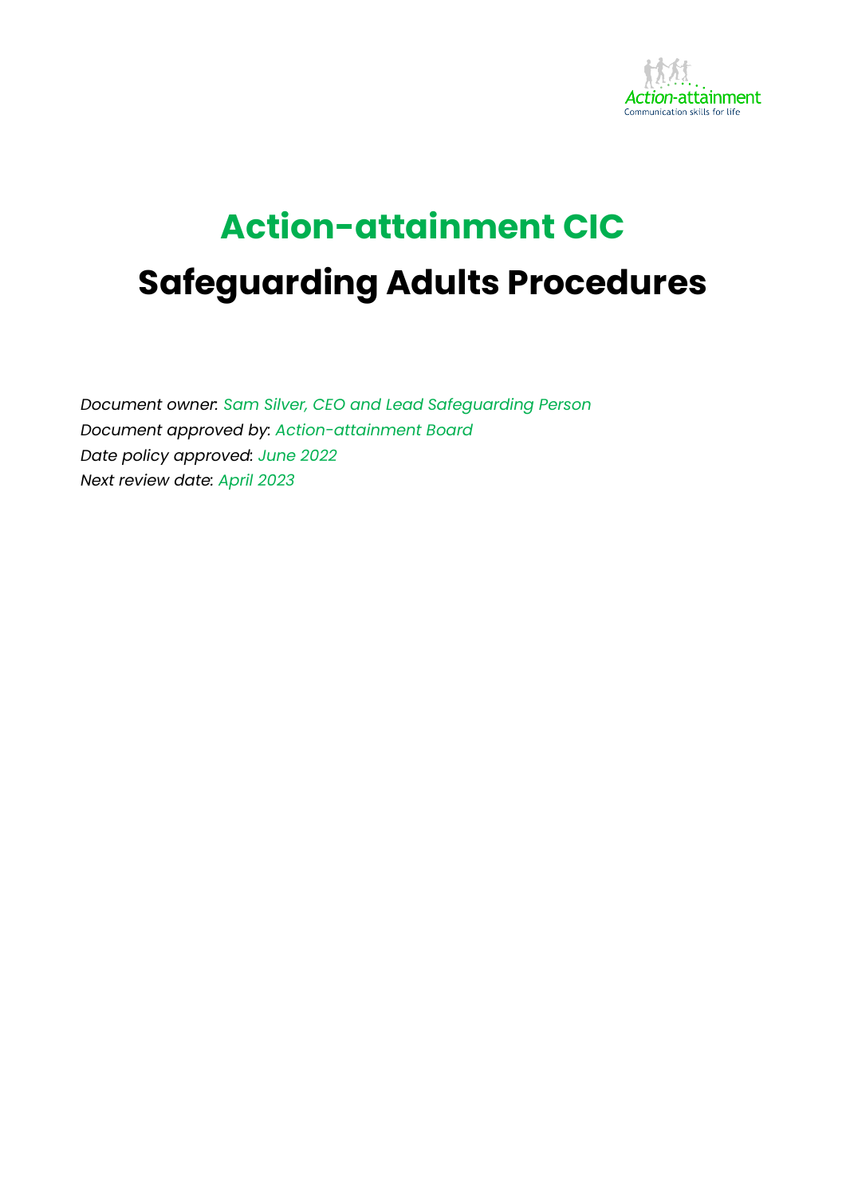# Action-attainment CIC

# Safeguarding Adults Procedures

*Document owner*: *Sam Silver, CEO and Lead Safeguarding Person*
*Document approved by*: *Action-attainment Board*
*Date policy approved*: *June 2022*
*Next review date*: *April 2023*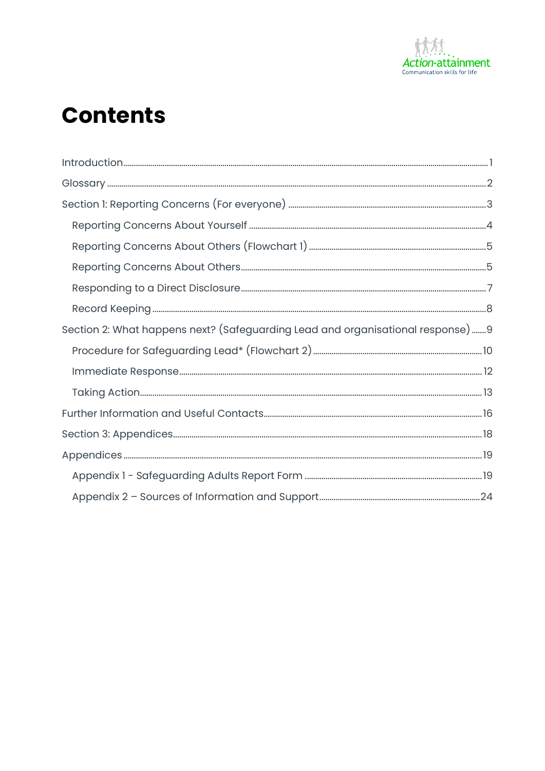# Contents

- Introduction ... 1
- Glossary ... 2
- Section 1: Reporting Concerns (For everyone) ... 3
  - Reporting Concerns About Yourself ... 4
  - Reporting Concerns About Others (Flowchart 1) ... 5
  - Reporting Concerns About Others ... 5
  - Responding to a Direct Disclosure ... 7
  - Record Keeping ... 8
- Section 2: What happens next? (Safeguarding Lead and organisational response) ... 9
  - Procedure for Safeguarding Lead* (Flowchart 2) ... 10
  - Immediate Response ... 12
  - Taking Action ... 13
- Further Information and Useful Contacts ... 16
- Section 3: Appendices ... 18
- Appendices ... 19
  - Appendix 1 - Safeguarding Adults Report Form ... 19
  - Appendix 2 – Sources of Information and Support ... 24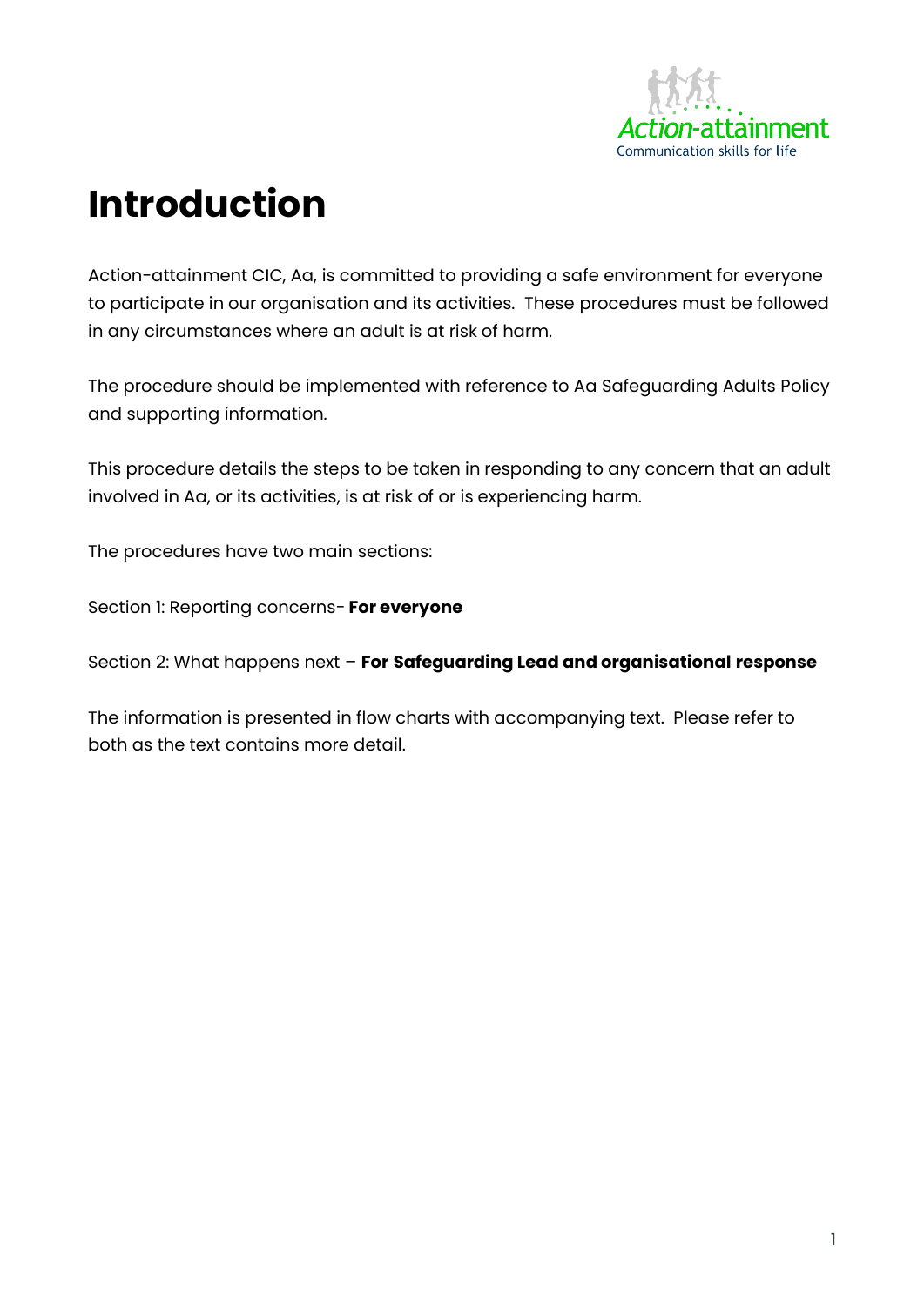# Introduction

Action-attainment CIC, Aa, is committed to providing a safe environment for everyone to participate in our organisation and its activities. These procedures must be followed in any circumstances where an adult is at risk of harm.

The procedure should be implemented with reference to Aa Safeguarding Adults Policy and supporting information.

This procedure details the steps to be taken in responding to any concern that an adult involved in Aa, or its activities, is at risk of or is experiencing harm.

The procedures have two main sections:

Section 1: Reporting concerns- **For everyone**

Section 2: What happens next – **For Safeguarding Lead and organisational response**

The information is presented in flow charts with accompanying text. Please refer to both as the text contains more detail.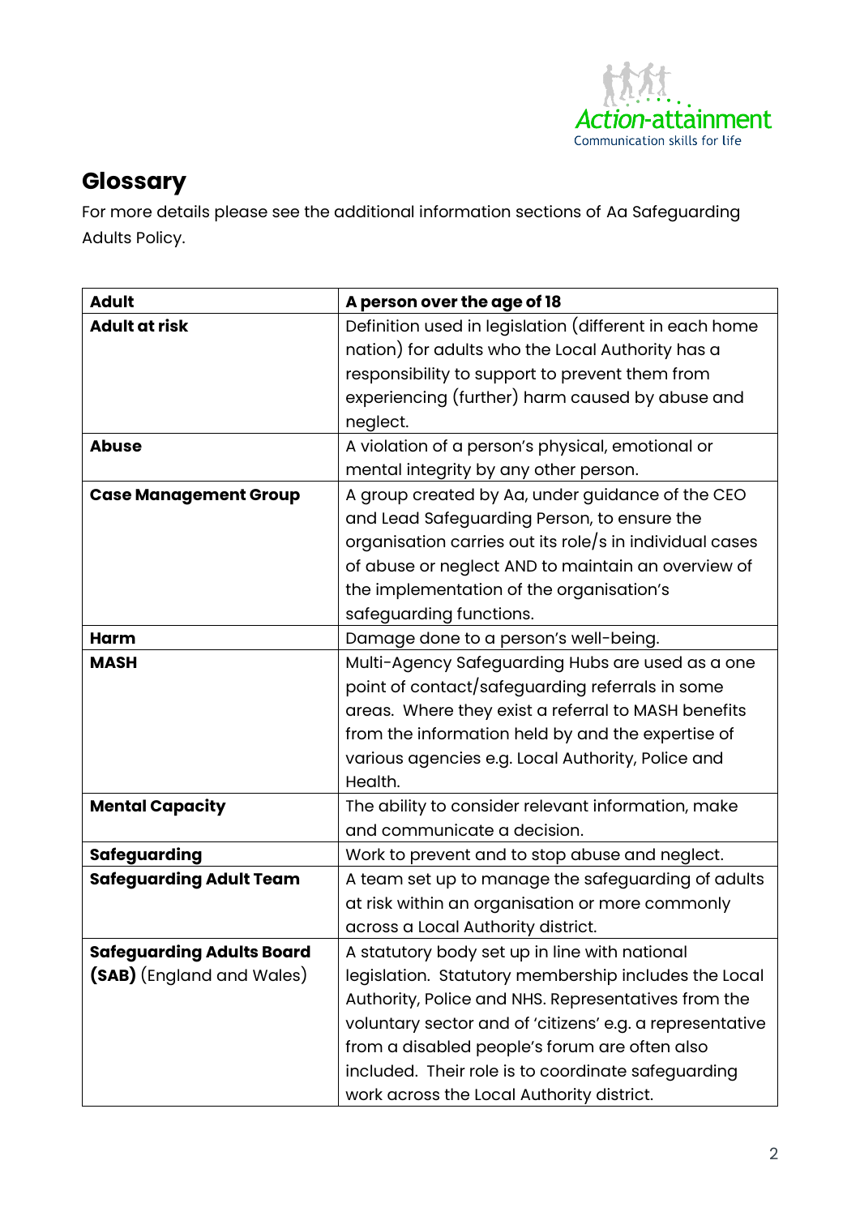## Glossary

For more details please see the additional information sections of Aa Safeguarding Adults Policy.

| **Adult** | **A person over the age of 18** |
|---|---|
| **Adult at risk** | Definition used in legislation (different in each home nation) for adults who the Local Authority has a responsibility to support to prevent them from experiencing (further) harm caused by abuse and neglect. |
| **Abuse** | A violation of a person's physical, emotional or mental integrity by any other person. |
| **Case Management Group** | A group created by Aa, under guidance of the CEO and Lead Safeguarding Person, to ensure the organisation carries out its role/s in individual cases of abuse or neglect AND to maintain an overview of the implementation of the organisation's safeguarding functions. |
| **Harm** | Damage done to a person's well-being. |
| **MASH** | Multi-Agency Safeguarding Hubs are used as a one point of contact/safeguarding referrals in some areas. Where they exist a referral to MASH benefits from the information held by and the expertise of various agencies e.g. Local Authority, Police and Health. |
| **Mental Capacity** | The ability to consider relevant information, make and communicate a decision. |
| **Safeguarding** | Work to prevent and to stop abuse and neglect. |
| **Safeguarding Adult Team** | A team set up to manage the safeguarding of adults at risk within an organisation or more commonly across a Local Authority district. |
| **Safeguarding Adults Board (SAB)** (England and Wales) | A statutory body set up in line with national legislation. Statutory membership includes the Local Authority, Police and NHS. Representatives from the voluntary sector and of 'citizens' e.g. a representative from a disabled people's forum are often also included. Their role is to coordinate safeguarding work across the Local Authority district. |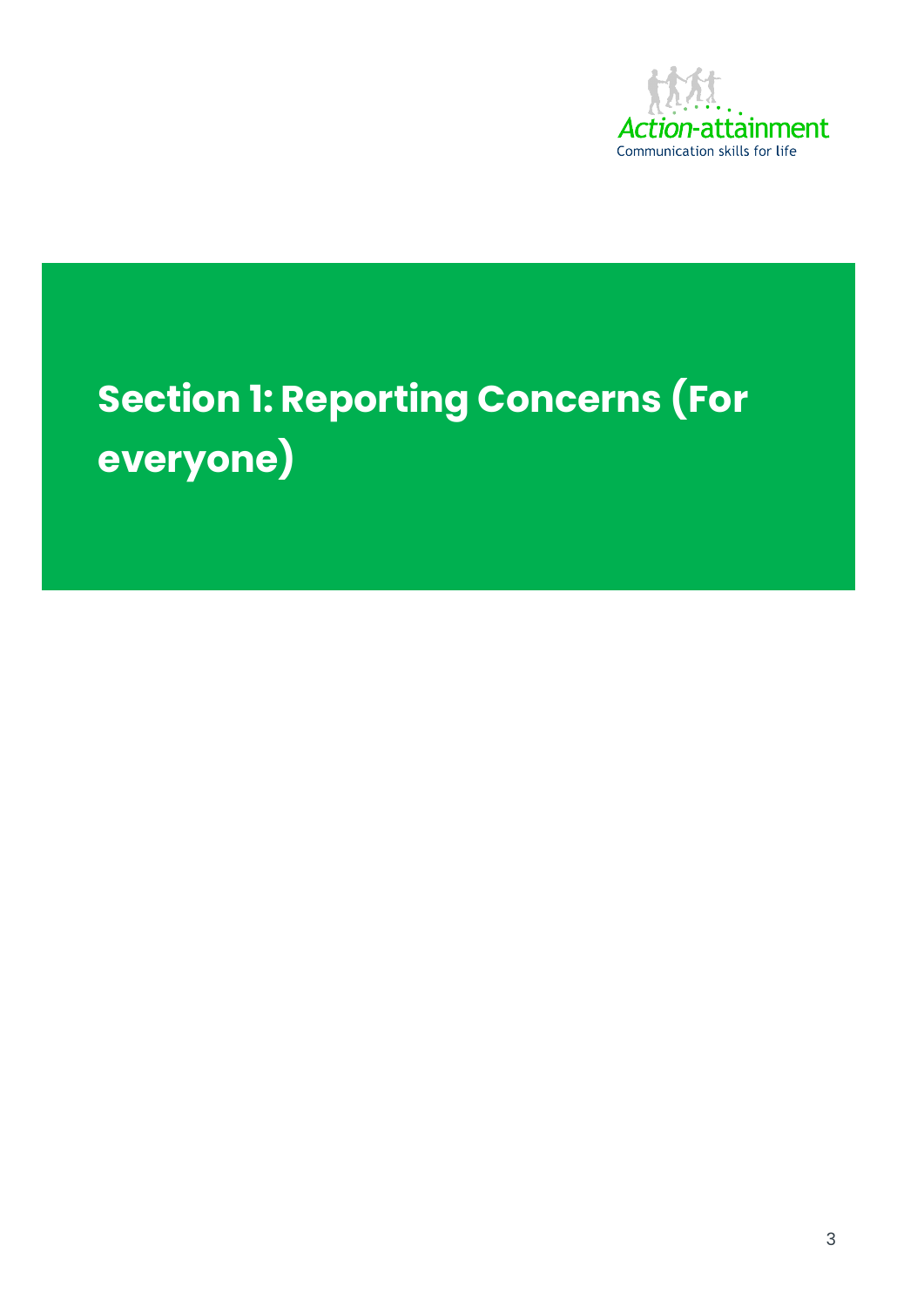# Section 1: Reporting Concerns (For everyone)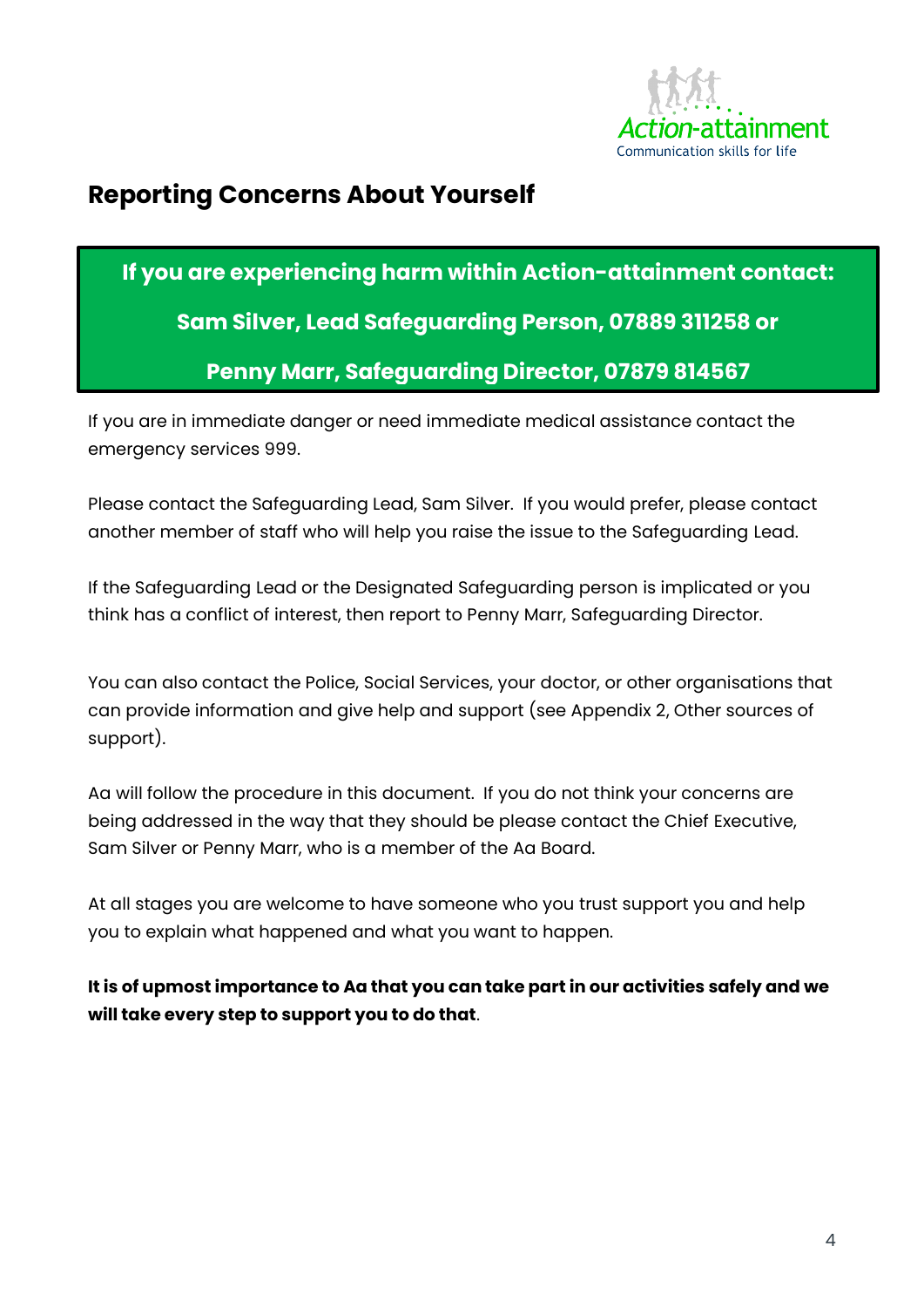## Reporting Concerns About Yourself

**If you are experiencing harm within Action-attainment contact:**

**Sam Silver, Lead Safeguarding Person, 07889 311258 or**

**Penny Marr, Safeguarding Director, 07879 814567**

If you are in immediate danger or need immediate medical assistance contact the emergency services 999.

Please contact the Safeguarding Lead, Sam Silver. If you would prefer, please contact another member of staff who will help you raise the issue to the Safeguarding Lead.

If the Safeguarding Lead or the Designated Safeguarding person is implicated or you think has a conflict of interest, then report to Penny Marr, Safeguarding Director.

You can also contact the Police, Social Services, your doctor, or other organisations that can provide information and give help and support (see Appendix 2, Other sources of support).

Aa will follow the procedure in this document. If you do not think your concerns are being addressed in the way that they should be please contact the Chief Executive, Sam Silver or Penny Marr, who is a member of the Aa Board.

At all stages you are welcome to have someone who you trust support you and help you to explain what happened and what you want to happen.

**It is of upmost importance to Aa that you can take part in our activities safely and we will take every step to support you to do that**.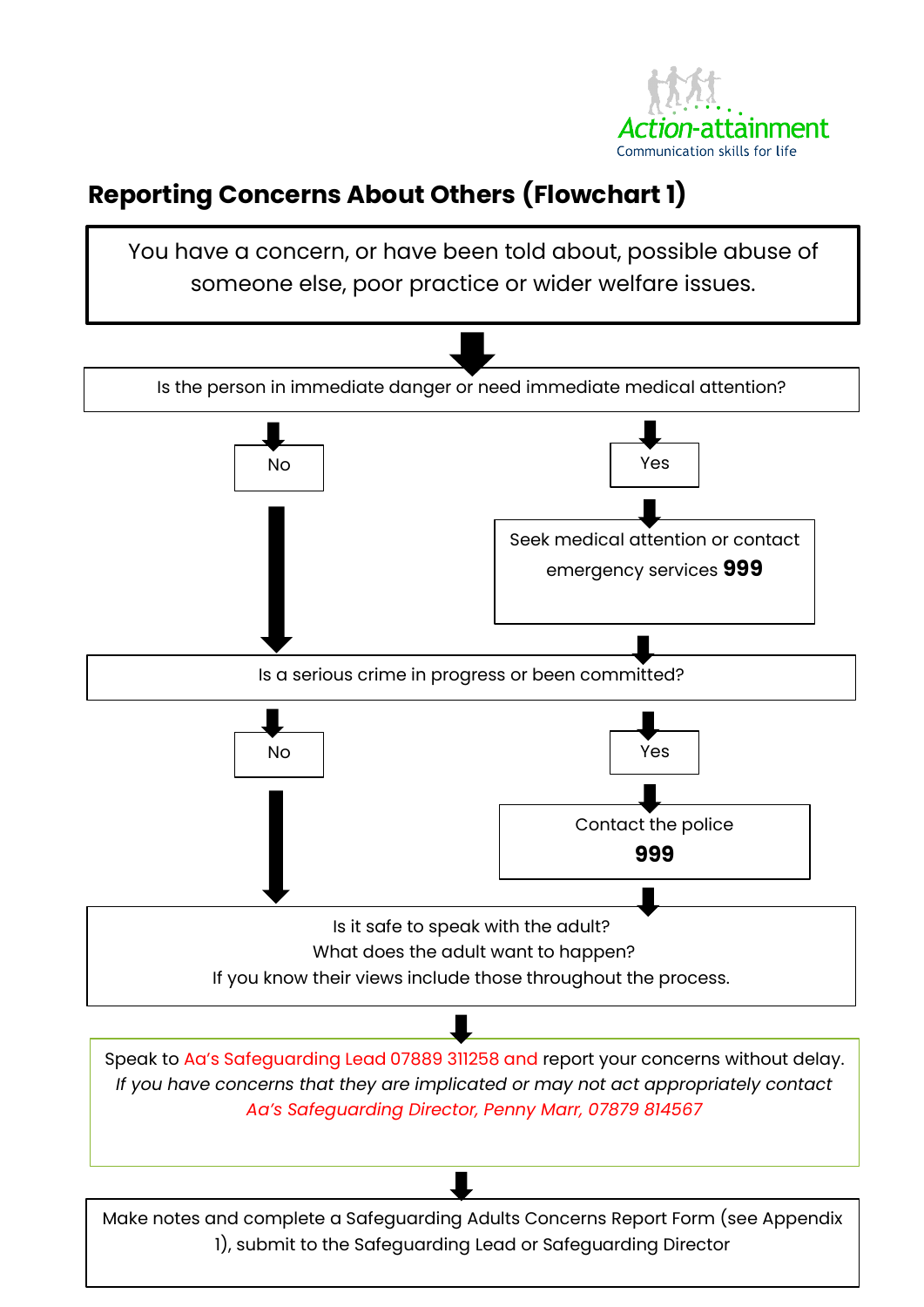Action-attainment
Communication skills for life

## Reporting Concerns About Others (Flowchart 1)

You have a concern, or have been told about, possible abuse of someone else, poor practice or wider welfare issues.

Is the person in immediate danger or need immediate medical attention?

No

Yes

Seek medical attention or contact emergency services **999**

Is a serious crime in progress or been committed?

No

Yes

Contact the police
**999**

Is it safe to speak with the adult?
What does the adult want to happen?
If you know their views include those throughout the process.

Speak to Aa's Safeguarding Lead 07889 311258 and report your concerns without delay.
*If you have concerns that they are implicated or may not act appropriately contact Aa's Safeguarding Director, Penny Marr, 07879 814567*

Make notes and complete a Safeguarding Adults Concerns Report Form (see Appendix 1), submit to the Safeguarding Lead or Safeguarding Director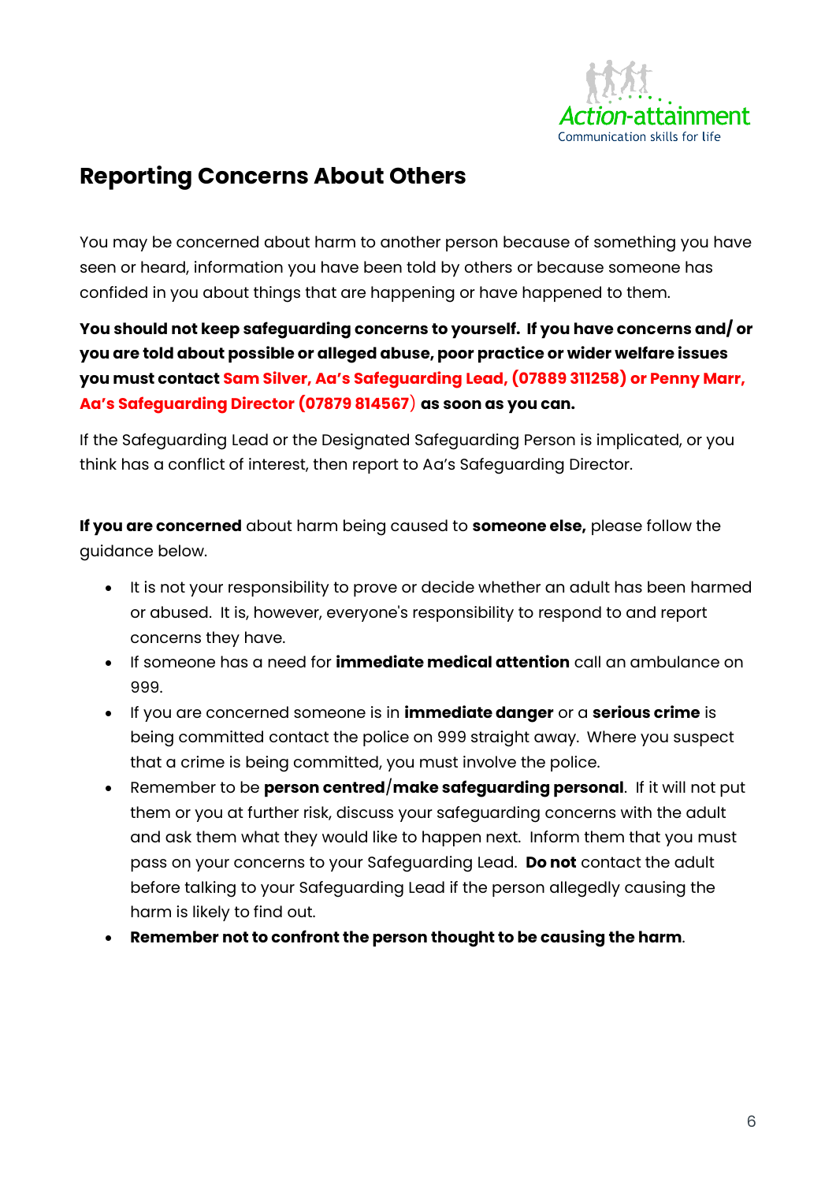## Reporting Concerns About Others

You may be concerned about harm to another person because of something you have seen or heard, information you have been told by others or because someone has confided in you about things that are happening or have happened to them.

**You should not keep safeguarding concerns to yourself. If you have concerns and/ or you are told about possible or alleged abuse, poor practice or wider welfare issues you must contact Sam Silver, Aa's Safeguarding Lead, (07889 311258) or Penny Marr, Aa's Safeguarding Director (07879 814567) as soon as you can.**

If the Safeguarding Lead or the Designated Safeguarding Person is implicated, or you think has a conflict of interest, then report to Aa's Safeguarding Director.

**If you are concerned** about harm being caused to **someone else,** please follow the guidance below.

- It is not your responsibility to prove or decide whether an adult has been harmed or abused. It is, however, everyone's responsibility to respond to and report concerns they have.
- If someone has a need for **immediate medical attention** call an ambulance on 999.
- If you are concerned someone is in **immediate danger** or a **serious crime** is being committed contact the police on 999 straight away. Where you suspect that a crime is being committed, you must involve the police.
- Remember to be **person centred**/**make safeguarding personal**. If it will not put them or you at further risk, discuss your safeguarding concerns with the adult and ask them what they would like to happen next. Inform them that you must pass on your concerns to your Safeguarding Lead. **Do not** contact the adult before talking to your Safeguarding Lead if the person allegedly causing the harm is likely to find out.
- **Remember not to confront the person thought to be causing the harm**.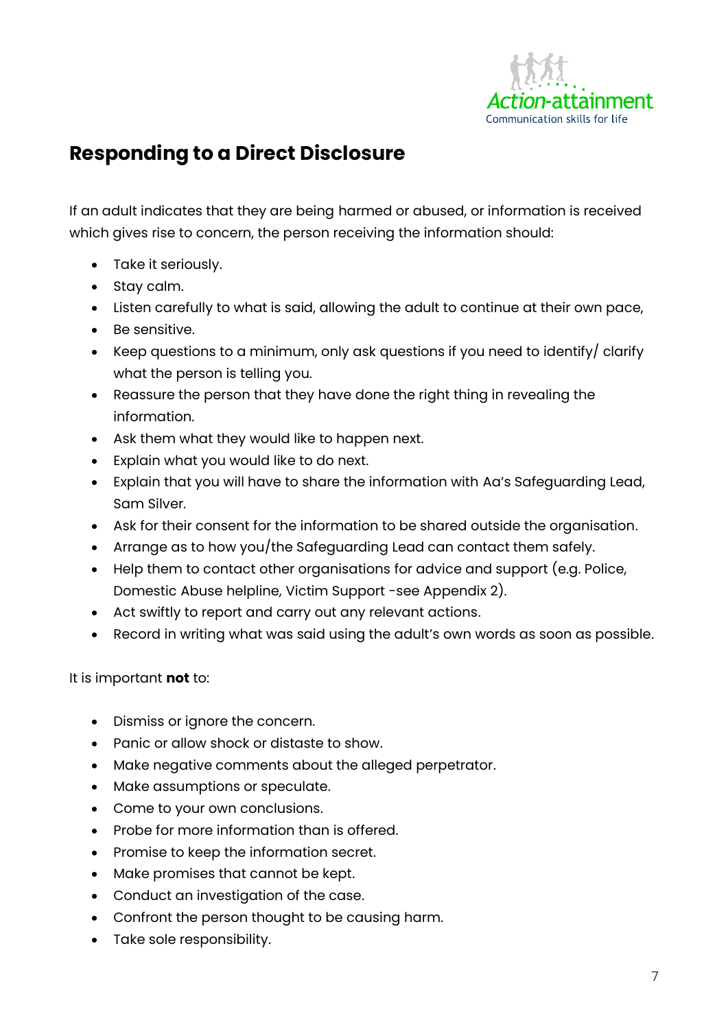## Responding to a Direct Disclosure

If an adult indicates that they are being harmed or abused, or information is received which gives rise to concern, the person receiving the information should:

- Take it seriously.
- Stay calm.
- Listen carefully to what is said, allowing the adult to continue at their own pace,
- Be sensitive.
- Keep questions to a minimum, only ask questions if you need to identify/ clarify what the person is telling you.
- Reassure the person that they have done the right thing in revealing the information.
- Ask them what they would like to happen next.
- Explain what you would like to do next.
- Explain that you will have to share the information with Aa's Safeguarding Lead, Sam Silver.
- Ask for their consent for the information to be shared outside the organisation.
- Arrange as to how you/the Safeguarding Lead can contact them safely.
- Help them to contact other organisations for advice and support (e.g. Police, Domestic Abuse helpline, Victim Support -see Appendix 2).
- Act swiftly to report and carry out any relevant actions.
- Record in writing what was said using the adult's own words as soon as possible.

It is important **not** to:

- Dismiss or ignore the concern.
- Panic or allow shock or distaste to show.
- Make negative comments about the alleged perpetrator.
- Make assumptions or speculate.
- Come to your own conclusions.
- Probe for more information than is offered.
- Promise to keep the information secret.
- Make promises that cannot be kept.
- Conduct an investigation of the case.
- Confront the person thought to be causing harm.
- Take sole responsibility.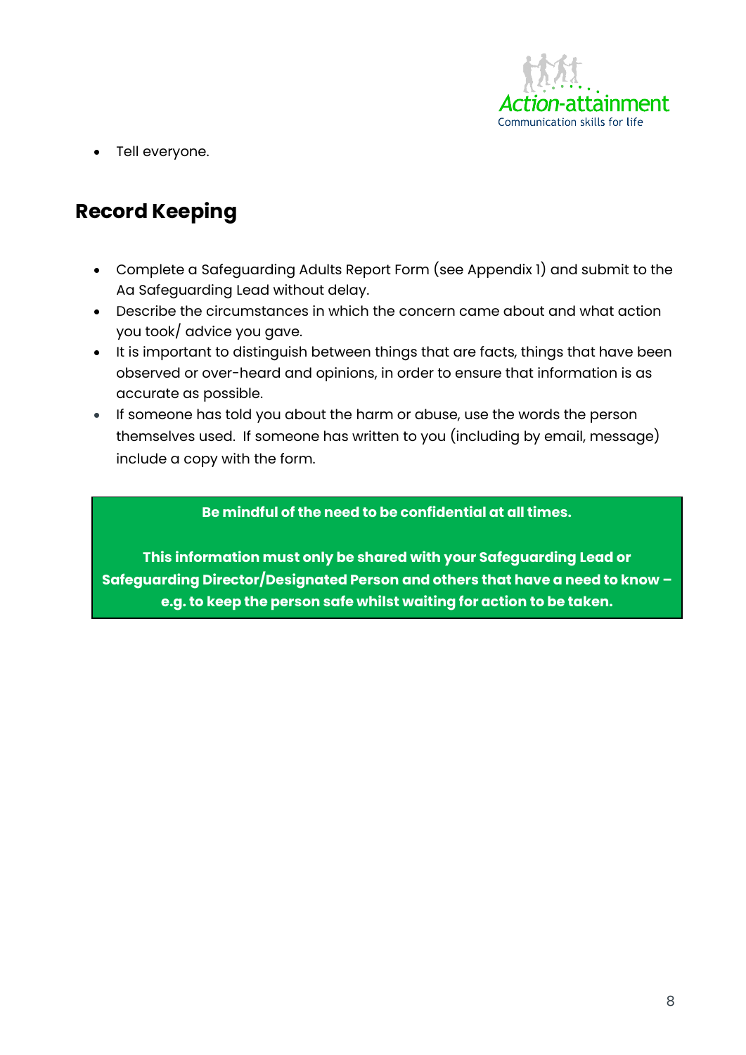- Tell everyone.

## Record Keeping

- Complete a Safeguarding Adults Report Form (see Appendix 1) and submit to the Aa Safeguarding Lead without delay.
- Describe the circumstances in which the concern came about and what action you took/ advice you gave.
- It is important to distinguish between things that are facts, things that have been observed or over-heard and opinions, in order to ensure that information is as accurate as possible.
- If someone has told you about the harm or abuse, use the words the person themselves used. If someone has written to you (including by email, message) include a copy with the form.

**Be mindful of the need to be confidential at all times.**

**This information must only be shared with your Safeguarding Lead or Safeguarding Director/Designated Person and others that have a need to know – e.g. to keep the person safe whilst waiting for action to be taken.**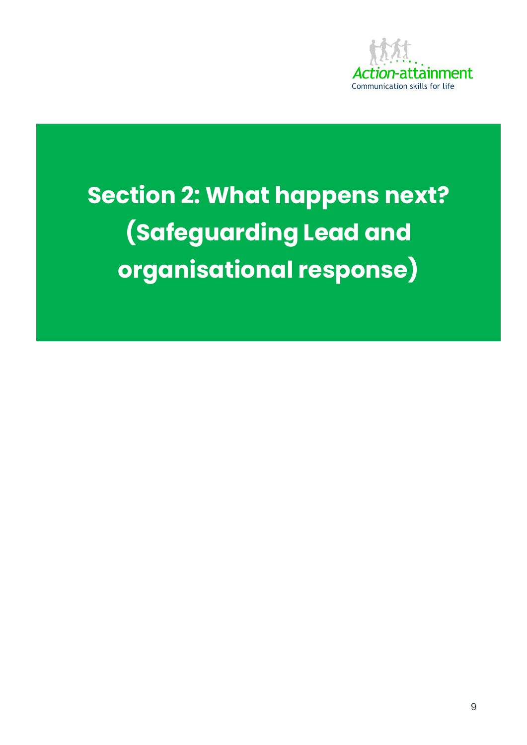# Section 2: What happens next? (Safeguarding Lead and organisational response)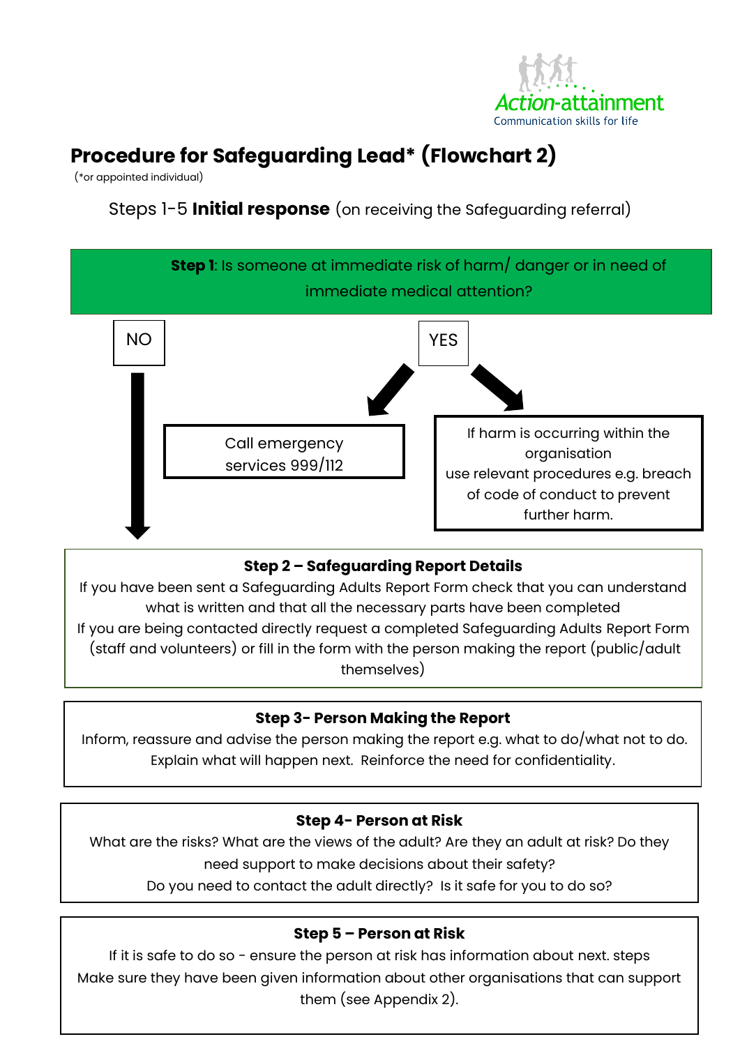Action-attainment
Communication skills for life

# Procedure for Safeguarding Lead* (Flowchart 2)

(*or appointed individual)

Steps 1-5 **Initial response** (on receiving the Safeguarding referral)

**Step 1**: Is someone at immediate risk of harm/ danger or in need of immediate medical attention?

NO

YES

Call emergency services 999/112

If harm is occurring within the organisation use relevant procedures e.g. breach of code of conduct to prevent further harm.

**Step 2 – Safeguarding Report Details**

If you have been sent a Safeguarding Adults Report Form check that you can understand what is written and that all the necessary parts have been completed

If you are being contacted directly request a completed Safeguarding Adults Report Form (staff and volunteers) or fill in the form with the person making the report (public/adult themselves)

**Step 3- Person Making the Report**

Inform, reassure and advise the person making the report e.g. what to do/what not to do. Explain what will happen next. Reinforce the need for confidentiality.

**Step 4- Person at Risk**

What are the risks? What are the views of the adult? Are they an adult at risk? Do they need support to make decisions about their safety?

Do you need to contact the adult directly? Is it safe for you to do so?

**Step 5 – Person at Risk**

If it is safe to do so - ensure the person at risk has information about next. steps

Make sure they have been given information about other organisations that can support them (see Appendix 2).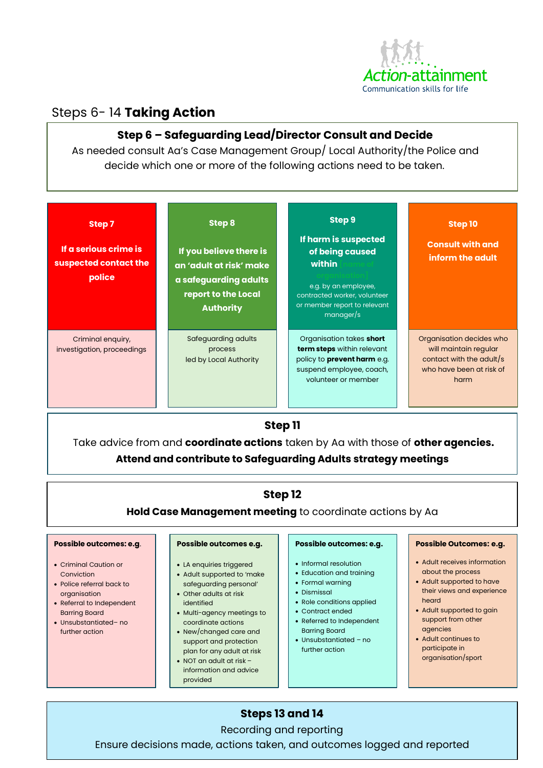# Steps 6- 14 **Taking Action**

## Step 6 – Safeguarding Lead/Director Consult and Decide

As needed consult Aa's Case Management Group/ Local Authority/the Police and decide which one or more of the following actions need to be taken.

### Step 7

**If a serious crime is suspected contact the police**

Criminal enquiry, investigation, proceedings

### Step 8

**If you believe there is an 'adult at risk' make a safeguarding adults report to the Local Authority**

Safeguarding adults process led by Local Authority

### Step 9

**If harm is suspected of being caused within [name of organisation]**

e.g. by an employee, contracted worker, volunteer or member report to relevant manager/s

Organisation takes **short term steps** within relevant policy to **prevent harm** e.g. suspend employee, coach, volunteer or member

### Step 10

**Consult with and inform the adult**

Organisation decides who will maintain regular contact with the adult/s who have been at risk of harm

## Step 11

Take advice from and **coordinate actions** taken by Aa with those of **other agencies.**

**Attend and contribute to Safeguarding Adults strategy meetings**

## Step 12

**Hold Case Management meeting** to coordinate actions by Aa

**Possible outcomes: e.g.**

- Criminal Caution or Conviction
- Police referral back to organisation
- Referral to Independent Barring Board
- Unsubstantiated– no further action

**Possible outcomes e.g.**

- LA enquiries triggered
- Adult supported to 'make safeguarding personal'
- Other adults at risk identified
- Multi-agency meetings to coordinate actions
- New/changed care and support and protection plan for any adult at risk
- NOT an adult at risk – information and advice provided

**Possible outcomes: e.g.**

- Informal resolution
- Education and training
- Formal warning
- Dismissal
- Role conditions applied
- Contract ended
- Referred to Independent Barring Board
- Unsubstantiated – no further action

**Possible Outcomes: e.g.**

- Adult receives information about the process
- Adult supported to have their views and experience heard
- Adult supported to gain support from other agencies
- Adult continues to participate in organisation/sport

## Steps 13 and 14

Recording and reporting

Ensure decisions made, actions taken, and outcomes logged and reported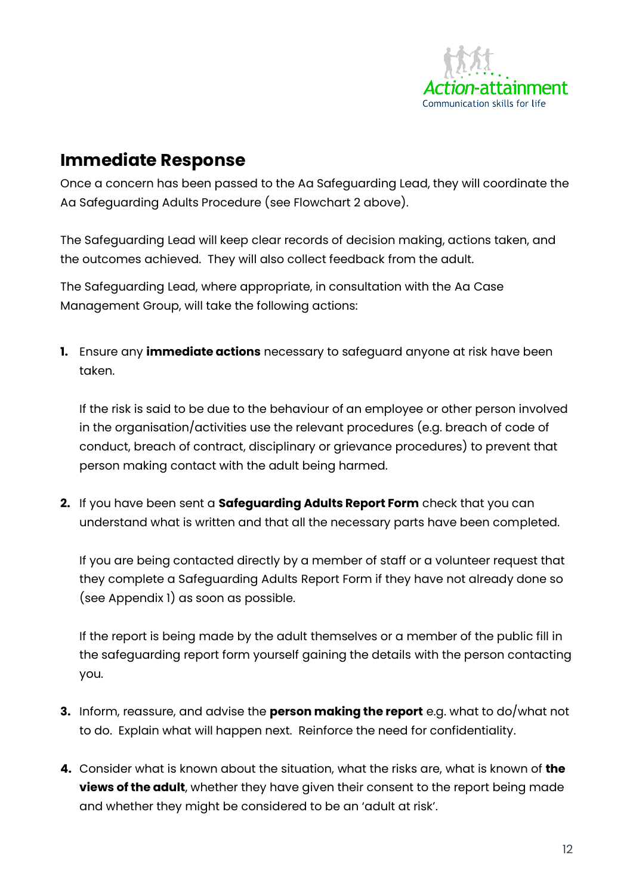## Immediate Response

Once a concern has been passed to the Aa Safeguarding Lead, they will coordinate the Aa Safeguarding Adults Procedure (see Flowchart 2 above).

The Safeguarding Lead will keep clear records of decision making, actions taken, and the outcomes achieved. They will also collect feedback from the adult.

The Safeguarding Lead, where appropriate, in consultation with the Aa Case Management Group, will take the following actions:

1. Ensure any **immediate actions** necessary to safeguard anyone at risk have been taken.

   If the risk is said to be due to the behaviour of an employee or other person involved in the organisation/activities use the relevant procedures (e.g. breach of code of conduct, breach of contract, disciplinary or grievance procedures) to prevent that person making contact with the adult being harmed.

2. If you have been sent a **Safeguarding Adults Report Form** check that you can understand what is written and that all the necessary parts have been completed.

   If you are being contacted directly by a member of staff or a volunteer request that they complete a Safeguarding Adults Report Form if they have not already done so (see Appendix 1) as soon as possible.

   If the report is being made by the adult themselves or a member of the public fill in the safeguarding report form yourself gaining the details with the person contacting you.

3. Inform, reassure, and advise the **person making the report** e.g. what to do/what not to do. Explain what will happen next. Reinforce the need for confidentiality.

4. Consider what is known about the situation, what the risks are, what is known of **the views of the adult**, whether they have given their consent to the report being made and whether they might be considered to be an 'adult at risk'.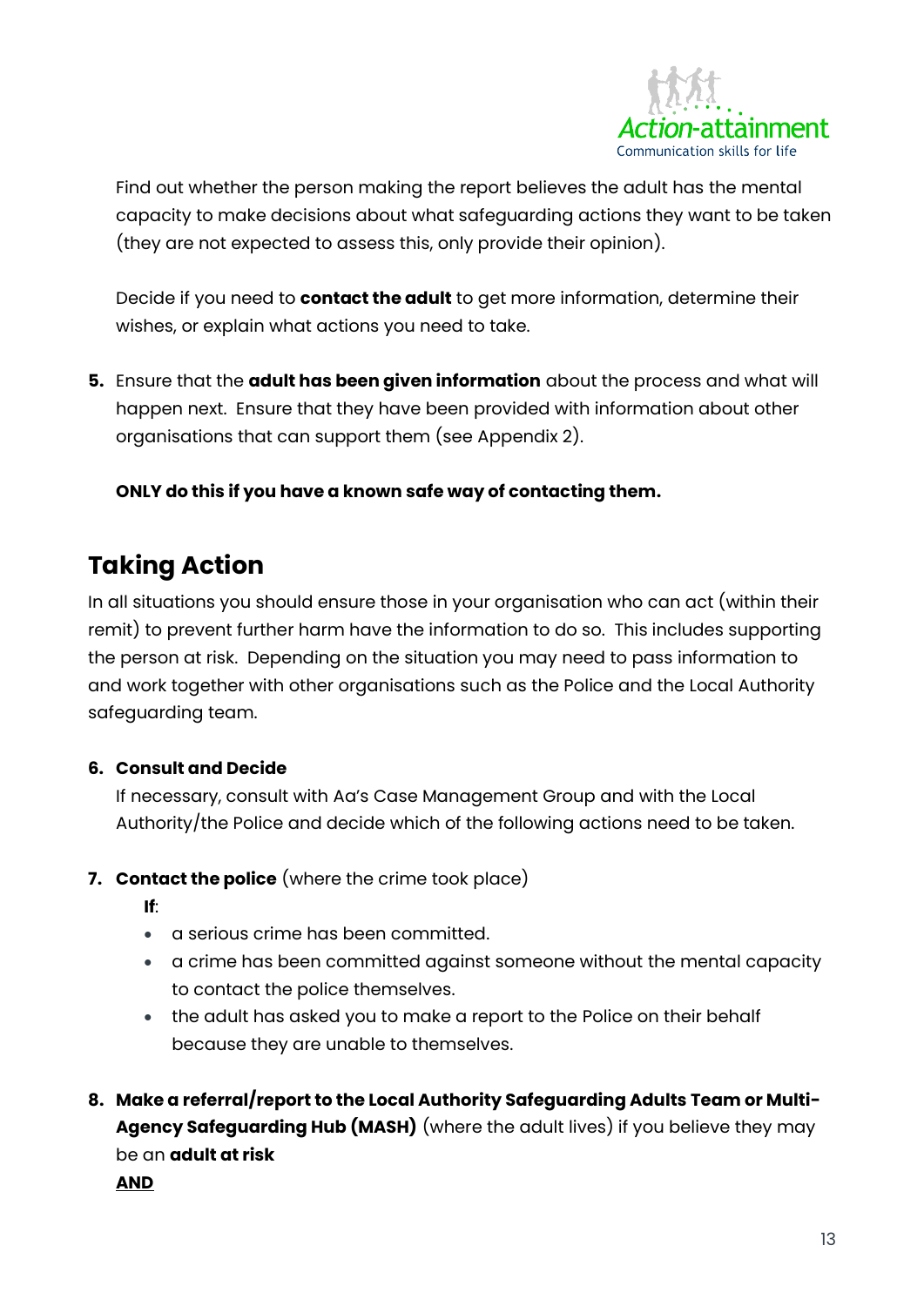Find out whether the person making the report believes the adult has the mental capacity to make decisions about what safeguarding actions they want to be taken (they are not expected to assess this, only provide their opinion).

Decide if you need to **contact the adult** to get more information, determine their wishes, or explain what actions you need to take.

5. Ensure that the **adult has been given information** about the process and what will happen next. Ensure that they have been provided with information about other organisations that can support them (see Appendix 2).

   **ONLY do this if you have a known safe way of contacting them.**

## Taking Action

In all situations you should ensure those in your organisation who can act (within their remit) to prevent further harm have the information to do so. This includes supporting the person at risk. Depending on the situation you may need to pass information to and work together with other organisations such as the Police and the Local Authority safeguarding team.

6. **Consult and Decide**

   If necessary, consult with Aa's Case Management Group and with the Local Authority/the Police and decide which of the following actions need to be taken.

7. **Contact the police** (where the crime took place)

   **If**:

   - a serious crime has been committed.
   - a crime has been committed against someone without the mental capacity to contact the police themselves.
   - the adult has asked you to make a report to the Police on their behalf because they are unable to themselves.

8. **Make a referral/report to the Local Authority Safeguarding Adults Team or Multi-Agency Safeguarding Hub (MASH)** (where the adult lives) if you believe they may be an **adult at risk**

   **AND**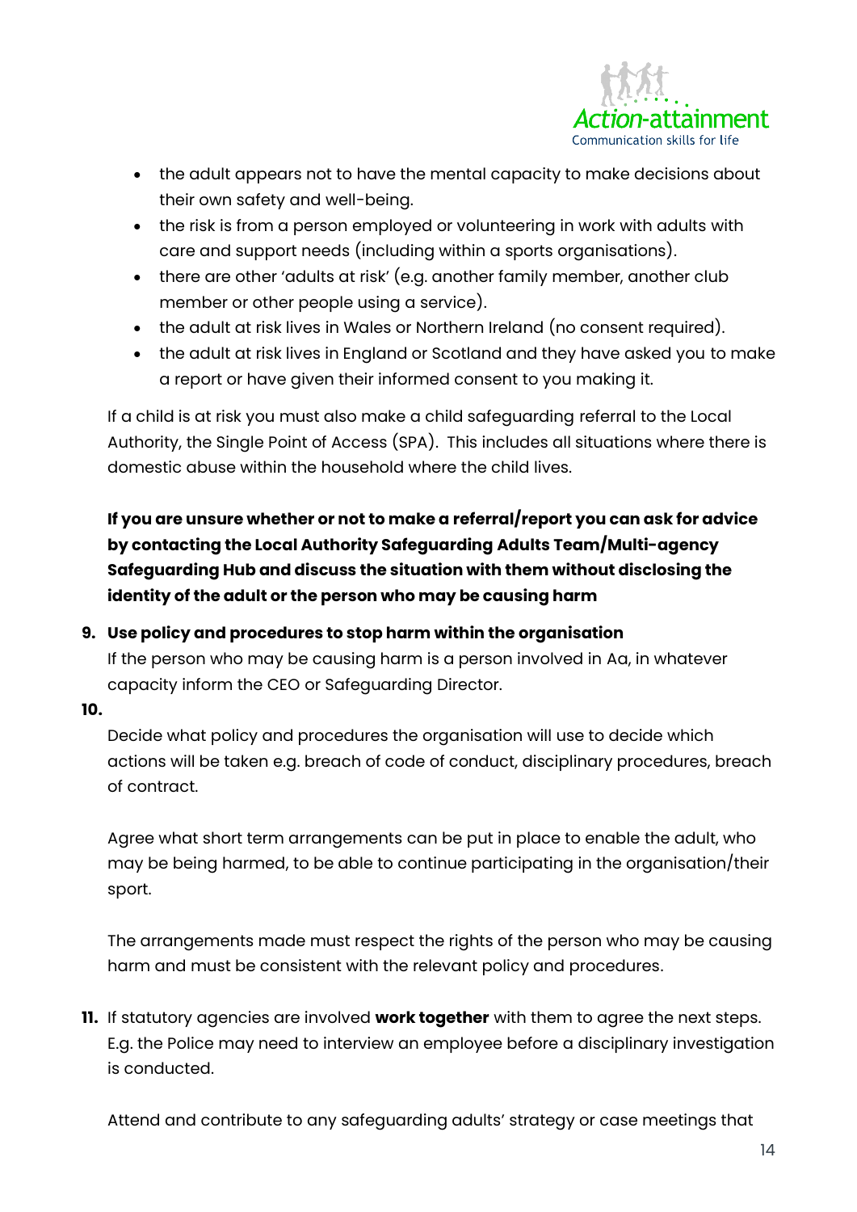- the adult appears not to have the mental capacity to make decisions about their own safety and well-being.
- the risk is from a person employed or volunteering in work with adults with care and support needs (including within a sports organisations).
- there are other 'adults at risk' (e.g. another family member, another club member or other people using a service).
- the adult at risk lives in Wales or Northern Ireland (no consent required).
- the adult at risk lives in England or Scotland and they have asked you to make a report or have given their informed consent to you making it.

If a child is at risk you must also make a child safeguarding referral to the Local Authority, the Single Point of Access (SPA). This includes all situations where there is domestic abuse within the household where the child lives.

**If you are unsure whether or not to make a referral/report you can ask for advice by contacting the Local Authority Safeguarding Adults Team/Multi-agency Safeguarding Hub and discuss the situation with them without disclosing the identity of the adult or the person who may be causing harm**

9. **Use policy and procedures to stop harm within the organisation**
   If the person who may be causing harm is a person involved in Aa, in whatever capacity inform the CEO or Safeguarding Director.

10. Decide what policy and procedures the organisation will use to decide which actions will be taken e.g. breach of code of conduct, disciplinary procedures, breach of contract.

    Agree what short term arrangements can be put in place to enable the adult, who may be being harmed, to be able to continue participating in the organisation/their sport.

    The arrangements made must respect the rights of the person who may be causing harm and must be consistent with the relevant policy and procedures.

11. If statutory agencies are involved **work together** with them to agree the next steps. E.g. the Police may need to interview an employee before a disciplinary investigation is conducted.

    Attend and contribute to any safeguarding adults' strategy or case meetings that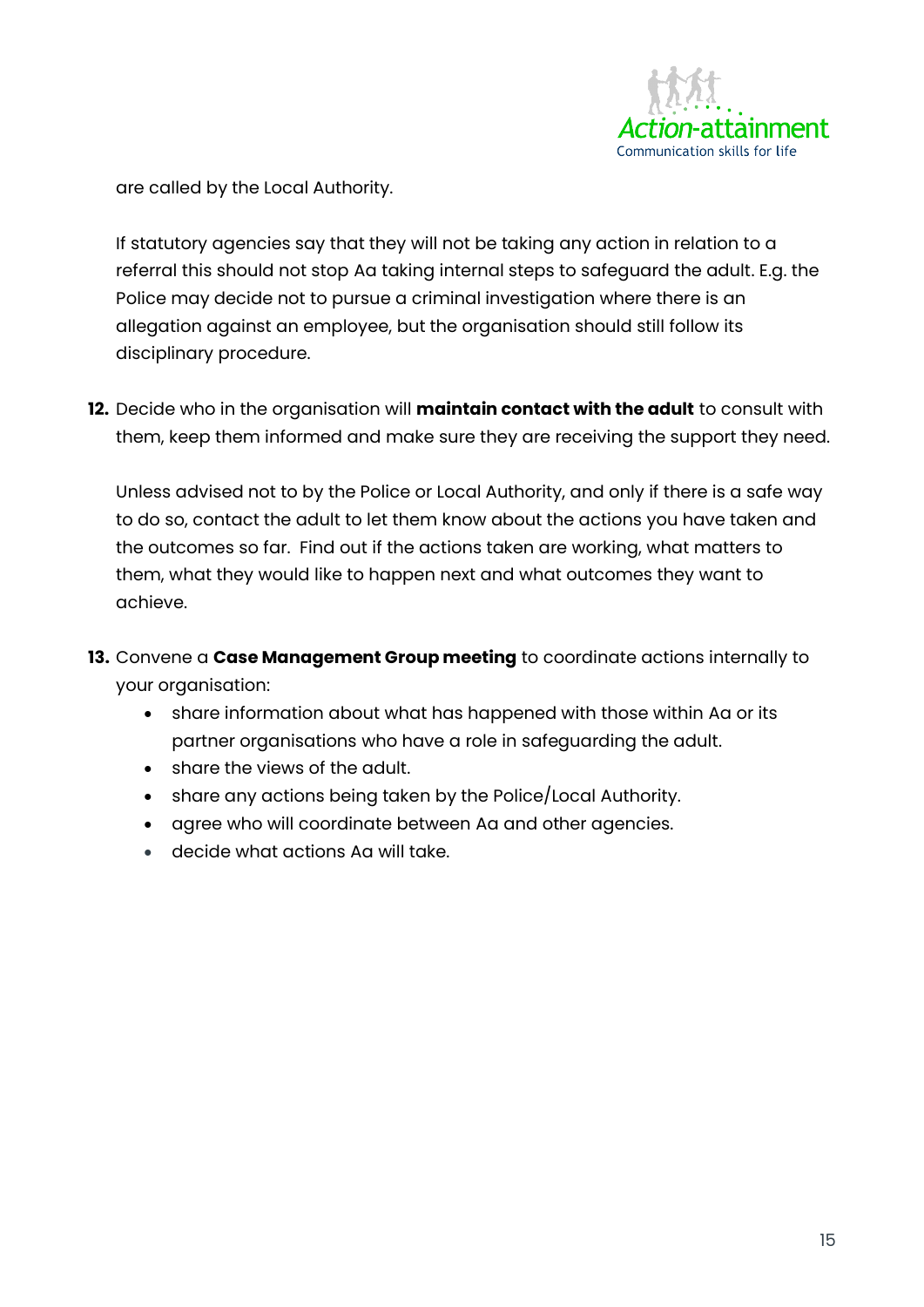are called by the Local Authority.

If statutory agencies say that they will not be taking any action in relation to a referral this should not stop Aa taking internal steps to safeguard the adult. E.g. the Police may decide not to pursue a criminal investigation where there is an allegation against an employee, but the organisation should still follow its disciplinary procedure.

12. Decide who in the organisation will **maintain contact with the adult** to consult with them, keep them informed and make sure they are receiving the support they need.

    Unless advised not to by the Police or Local Authority, and only if there is a safe way to do so, contact the adult to let them know about the actions you have taken and the outcomes so far.  Find out if the actions taken are working, what matters to them, what they would like to happen next and what outcomes they want to achieve.

13. Convene a **Case Management Group meeting** to coordinate actions internally to your organisation:
    - share information about what has happened with those within Aa or its partner organisations who have a role in safeguarding the adult.
    - share the views of the adult.
    - share any actions being taken by the Police/Local Authority.
    - agree who will coordinate between Aa and other agencies.
    - decide what actions Aa will take.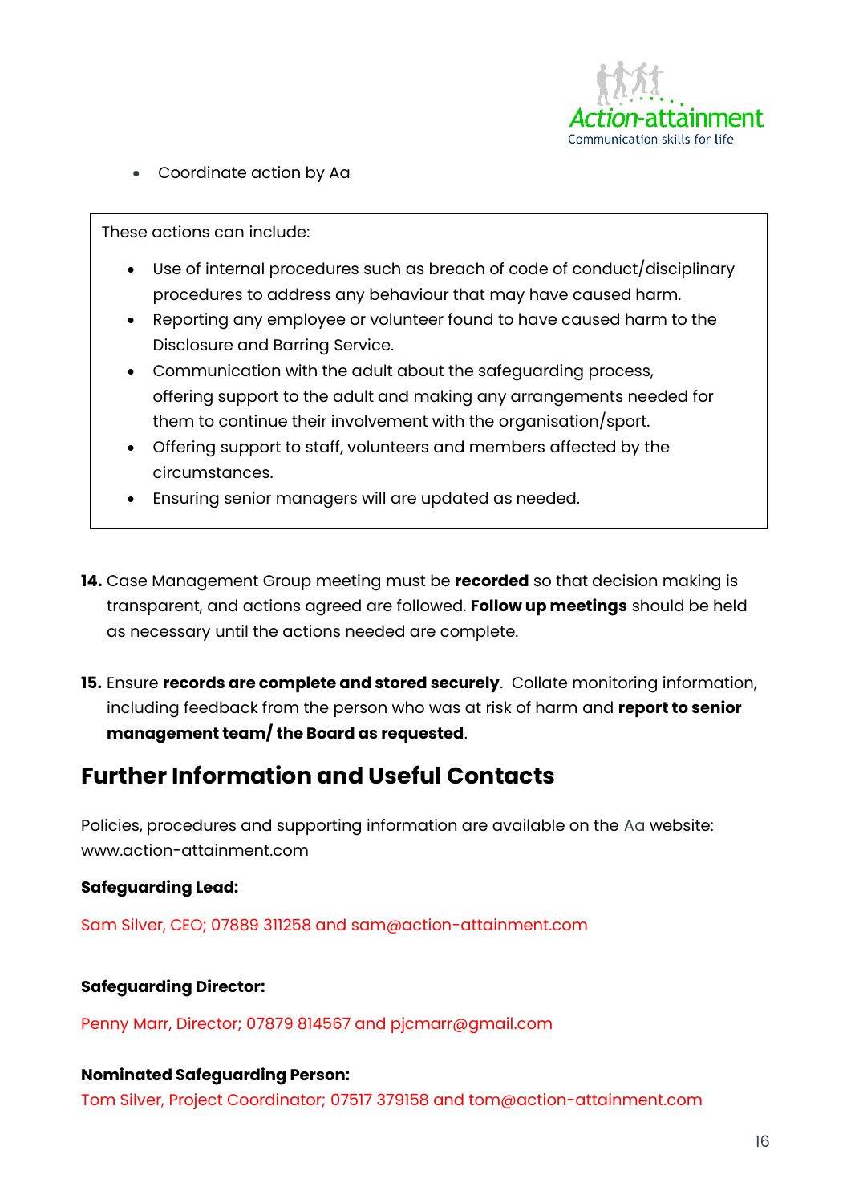- Coordinate action by Aa

These actions can include:

- Use of internal procedures such as breach of code of conduct/disciplinary procedures to address any behaviour that may have caused harm.
- Reporting any employee or volunteer found to have caused harm to the Disclosure and Barring Service.
- Communication with the adult about the safeguarding process, offering support to the adult and making any arrangements needed for them to continue their involvement with the organisation/sport.
- Offering support to staff, volunteers and members affected by the circumstances.
- Ensuring senior managers will are updated as needed.

**14.** Case Management Group meeting must be **recorded** so that decision making is transparent, and actions agreed are followed. **Follow up meetings** should be held as necessary until the actions needed are complete.

**15.** Ensure **records are complete and stored securely**. Collate monitoring information, including feedback from the person who was at risk of harm and **report to senior management team/ the Board as requested**.

## Further Information and Useful Contacts

Policies, procedures and supporting information are available on the Aa website: www.action-attainment.com

**Safeguarding Lead:**

Sam Silver, CEO; 07889 311258 and sam@action-attainment.com

**Safeguarding Director:**

Penny Marr, Director; 07879 814567 and pjcmarr@gmail.com

**Nominated Safeguarding Person:**

Tom Silver, Project Coordinator; 07517 379158 and tom@action-attainment.com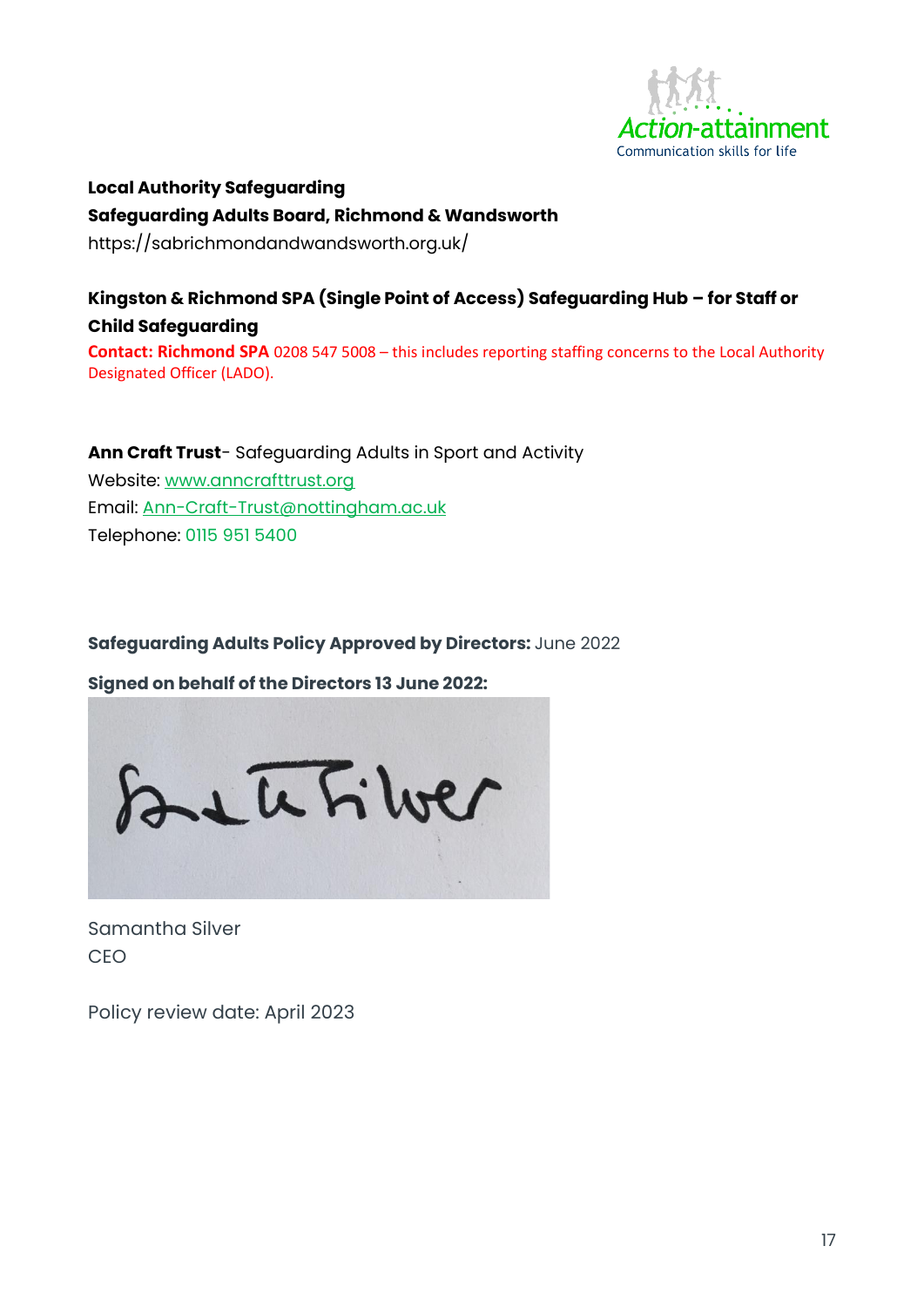**Local Authority Safeguarding**

**Safeguarding Adults Board, Richmond & Wandsworth**

https://sabrichmondandwandsworth.org.uk/

**Kingston & Richmond SPA (Single Point of Access) Safeguarding Hub – for Staff or Child Safeguarding**

**Contact: Richmond SPA** 0208 547 5008 – this includes reporting staffing concerns to the Local Authority Designated Officer (LADO).

**Ann Craft Trust**- Safeguarding Adults in Sport and Activity

Website: www.anncrafttrust.org

Email: Ann-Craft-Trust@nottingham.ac.uk

Telephone: 0115 951 5400

**Safeguarding Adults Policy Approved by Directors:** June 2022

**Signed on behalf of the Directors 13 June 2022:**

Samantha Silver

CEO

Policy review date: April 2023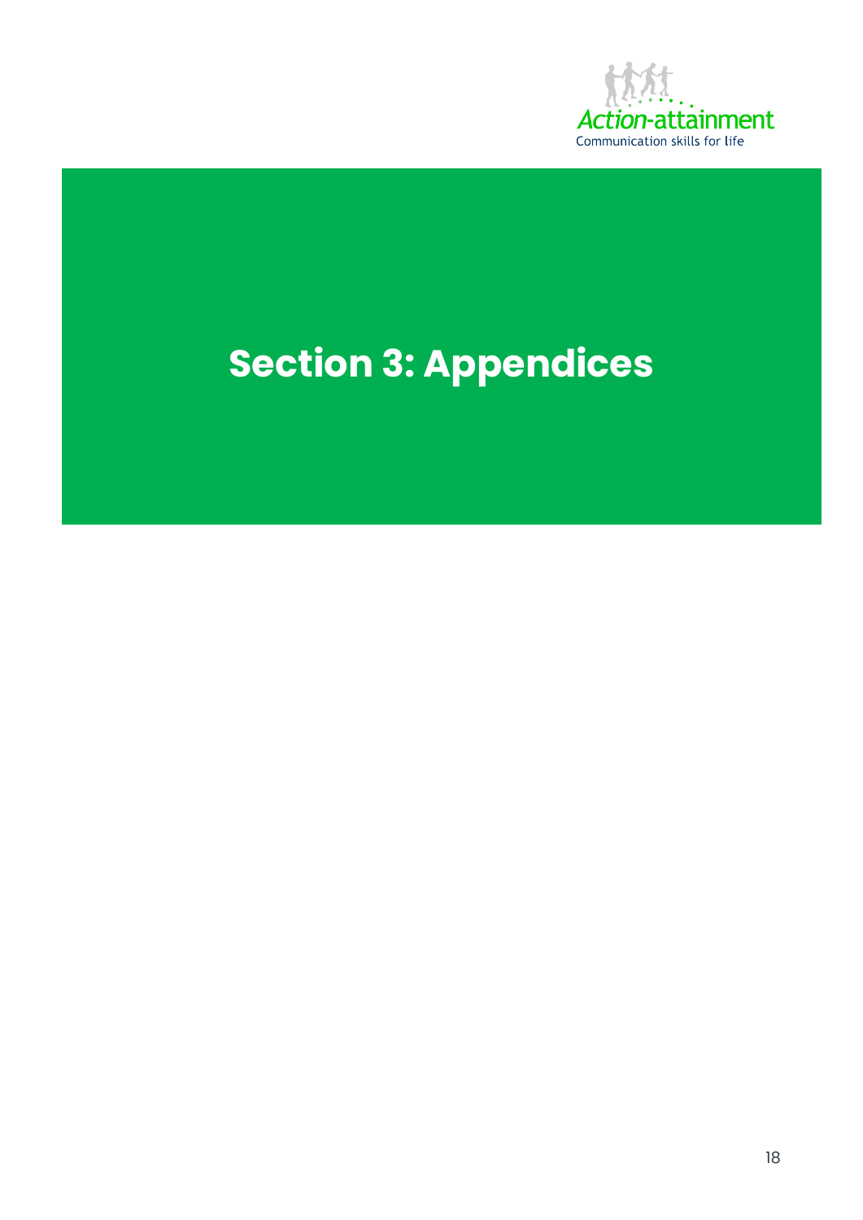# Section 3: Appendices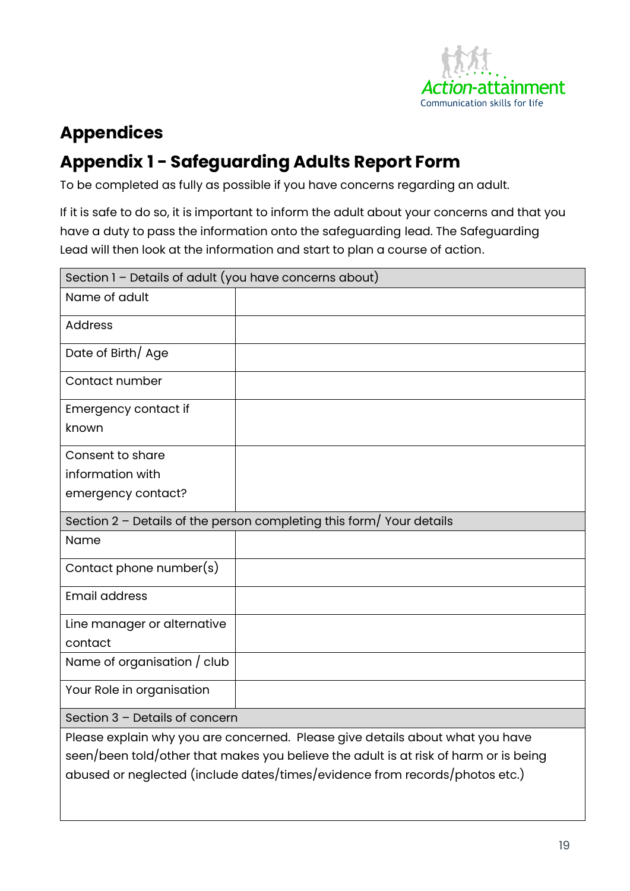# Appendices

## Appendix 1 - Safeguarding Adults Report Form

To be completed as fully as possible if you have concerns regarding an adult.

If it is safe to do so, it is important to inform the adult about your concerns and that you have a duty to pass the information onto the safeguarding lead. The Safeguarding Lead will then look at the information and start to plan a course of action.

| Section 1 – Details of adult (you have concerns about) | |
|---|---|
| Name of adult | |
| Address | |
| Date of Birth/ Age | |
| Contact number | |
| Emergency contact if known | |
| Consent to share information with emergency contact? | |
| **Section 2 – Details of the person completing this form/ Your details** | |
| Name | |
| Contact phone number(s) | |
| Email address | |
| Line manager or alternative contact | |
| Name of organisation / club | |
| Your Role in organisation | |
| **Section 3 – Details of concern** | |
| Please explain why you are concerned. Please give details about what you have seen/been told/other that makes you believe the adult is at risk of harm or is being abused or neglected (include dates/times/evidence from records/photos etc.) | |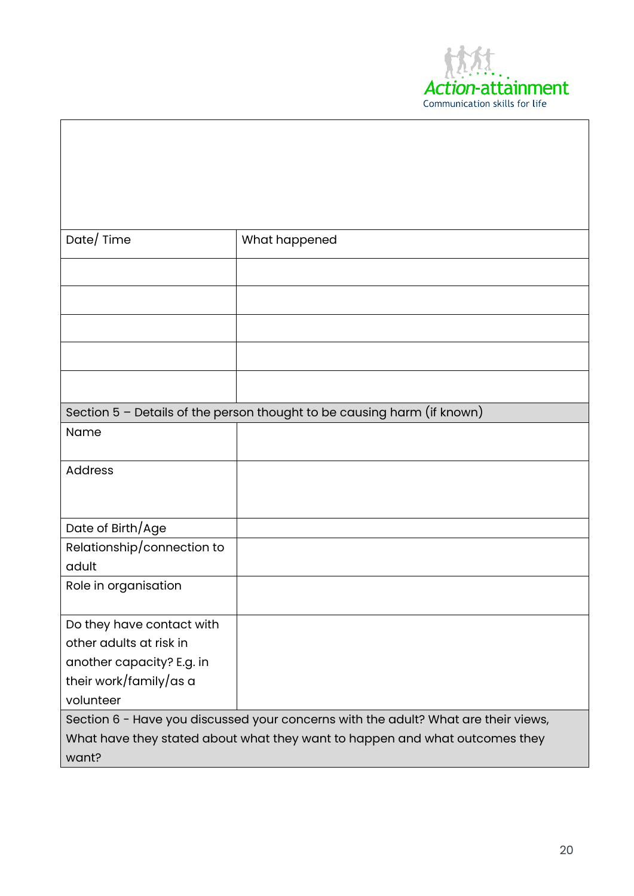| Date/ Time | What happened |
| --- | --- |
| | |
| | |
| | |
| | |
| | |

| Section 5 – Details of the person thought to be causing harm (if known) | |
| --- | --- |
| Name | |
| Address | |
| Date of Birth/Age | |
| Relationship/connection to adult | |
| Role in organisation | |
| Do they have contact with other adults at risk in another capacity? E.g. in their work/family/as a volunteer | |

| Section 6 - Have you discussed your concerns with the adult? What are their views, What have they stated about what they want to happen and what outcomes they want? |
| --- |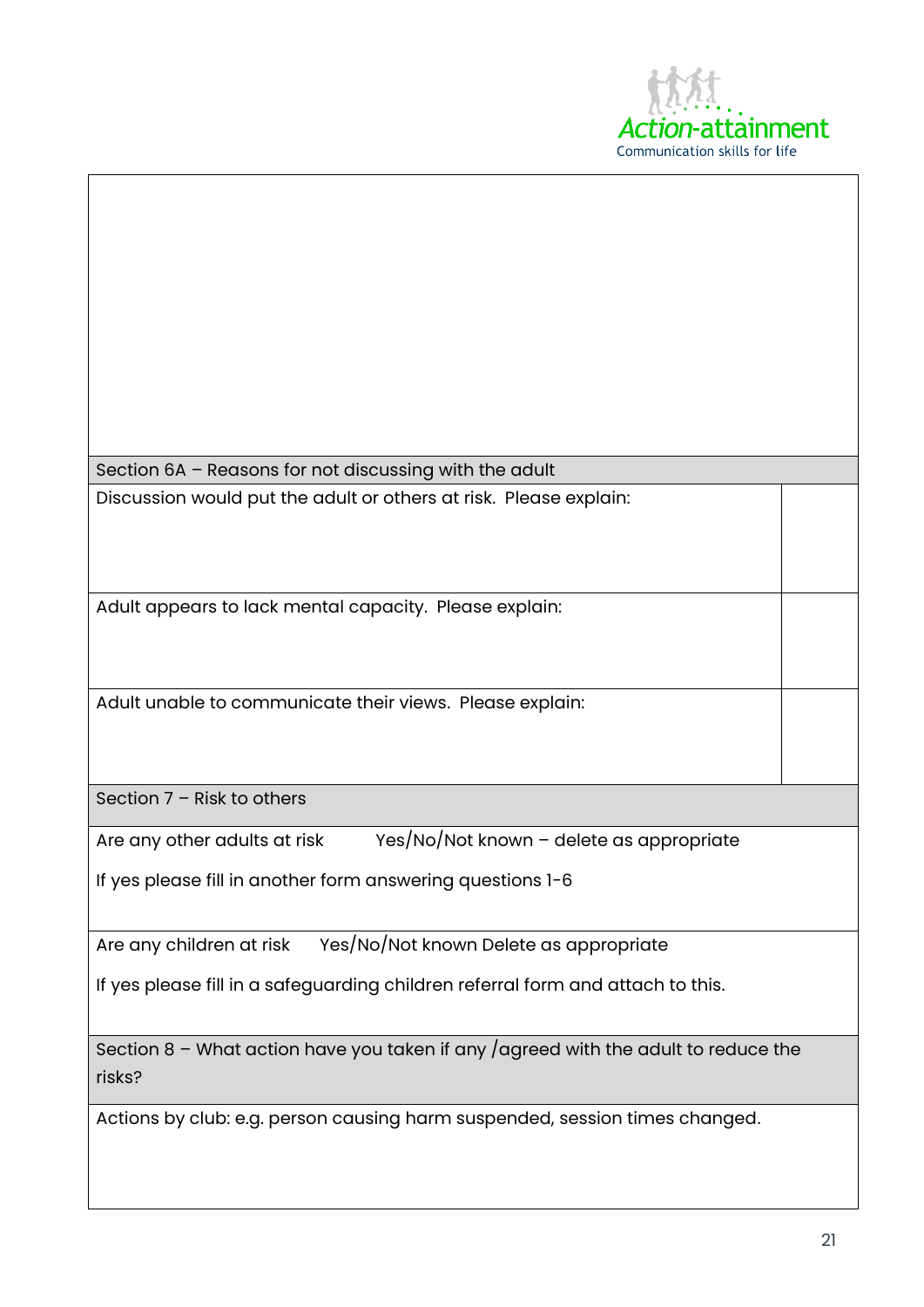| Section 6A – Reasons for not discussing with the adult | |
|---|---|
| Discussion would put the adult or others at risk. Please explain: | |
| Adult appears to lack mental capacity. Please explain: | |
| Adult unable to communicate their views. Please explain: | |

| Section 7 – Risk to others |
|---|
| Are any other adults at risk Yes/No/Not known – delete as appropriate<br><br>If yes please fill in another form answering questions 1-6 |
| Are any children at risk Yes/No/Not known Delete as appropriate<br><br>If yes please fill in a safeguarding children referral form and attach to this. |

| Section 8 – What action have you taken if any /agreed with the adult to reduce the risks? |
|---|
| Actions by club: e.g. person causing harm suspended, session times changed. |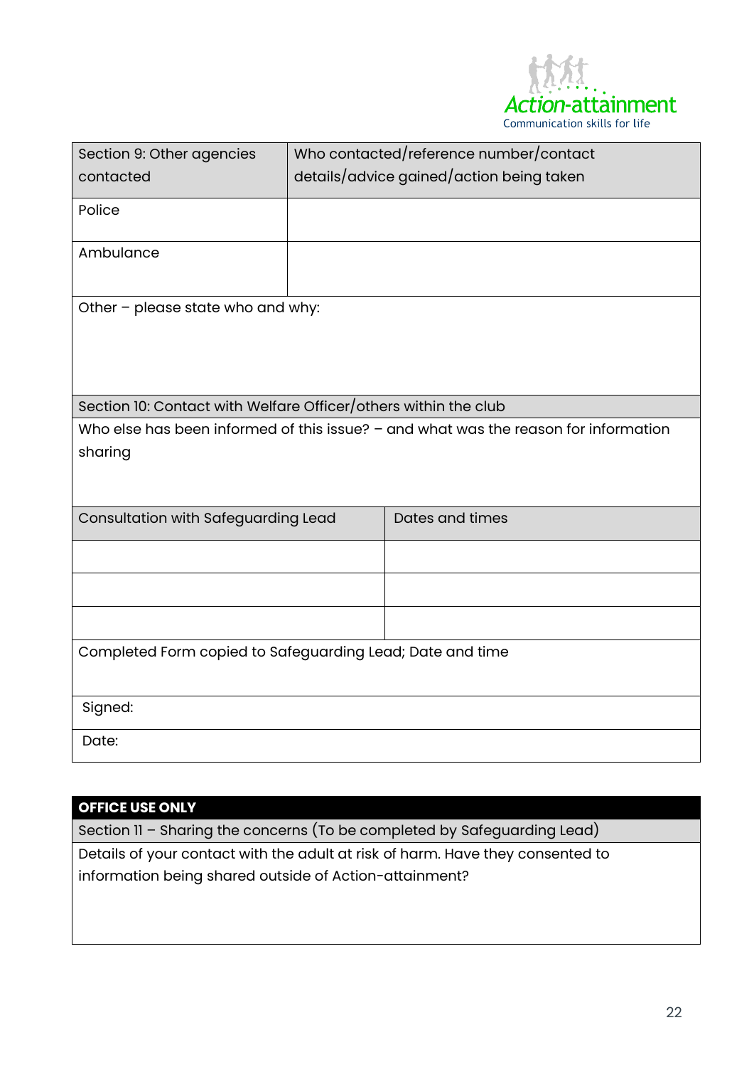| Section 9: Other agencies contacted | Who contacted/reference number/contact details/advice gained/action being taken |
|---|---|
| Police | |
| Ambulance | |
| Other – please state who and why: | |

| Section 10: Contact with Welfare Officer/others within the club |
|---|
| Who else has been informed of this issue? – and what was the reason for information sharing |

| Consultation with Safeguarding Lead | Dates and times |
|---|---|
| | |
| | |
| | |

| Completed Form copied to Safeguarding Lead; Date and time |
|---|
| Signed: |
| Date: |

| **OFFICE USE ONLY** |
|---|
| Section 11 – Sharing the concerns (To be completed by Safeguarding Lead) |
| Details of your contact with the adult at risk of harm. Have they consented to information being shared outside of Action-attainment? |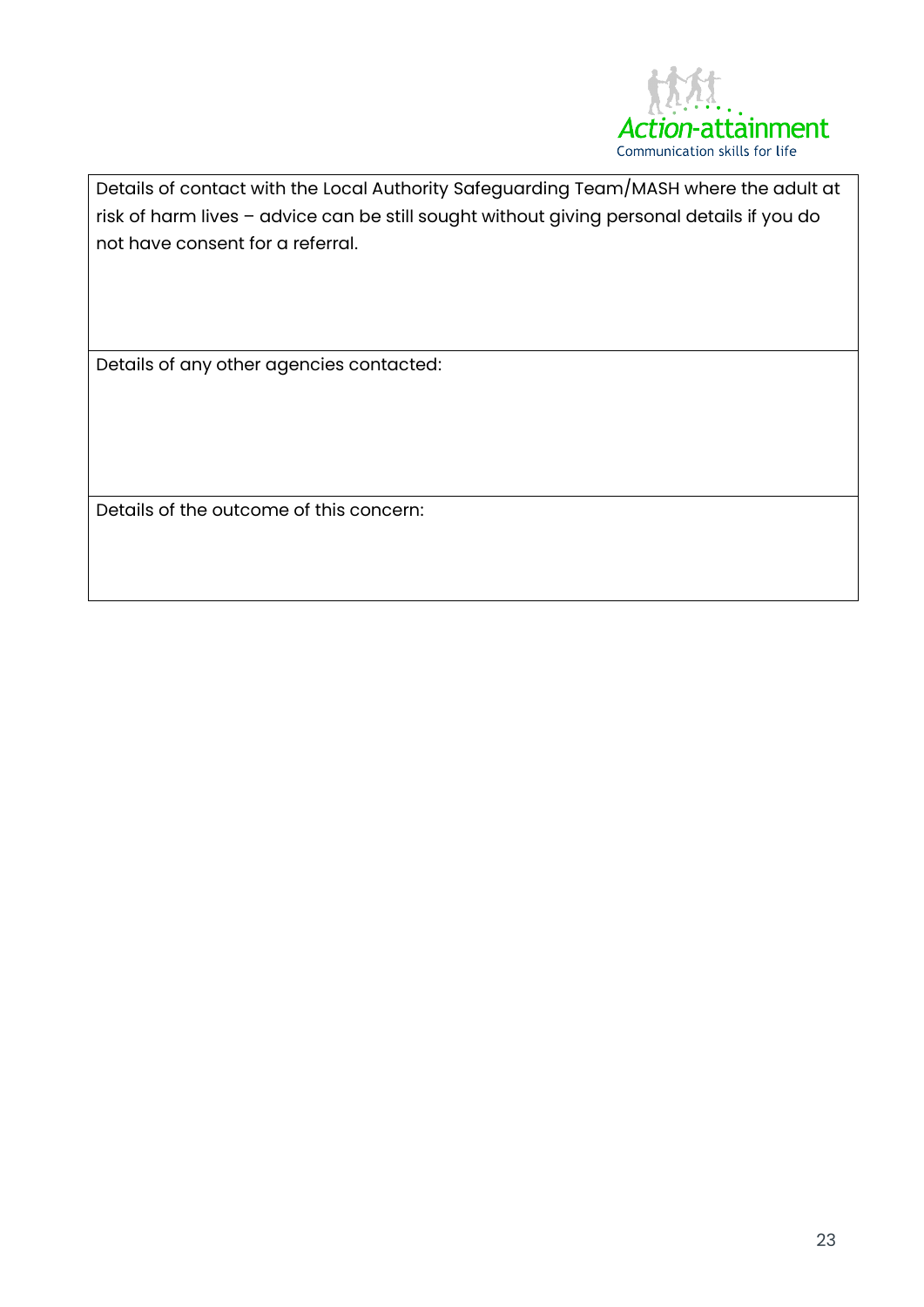| Details of contact with the Local Authority Safeguarding Team/MASH where the adult at risk of harm lives – advice can be still sought without giving personal details if you do not have consent for a referral. |
| --- |
| Details of any other agencies contacted: |
| Details of the outcome of this concern: |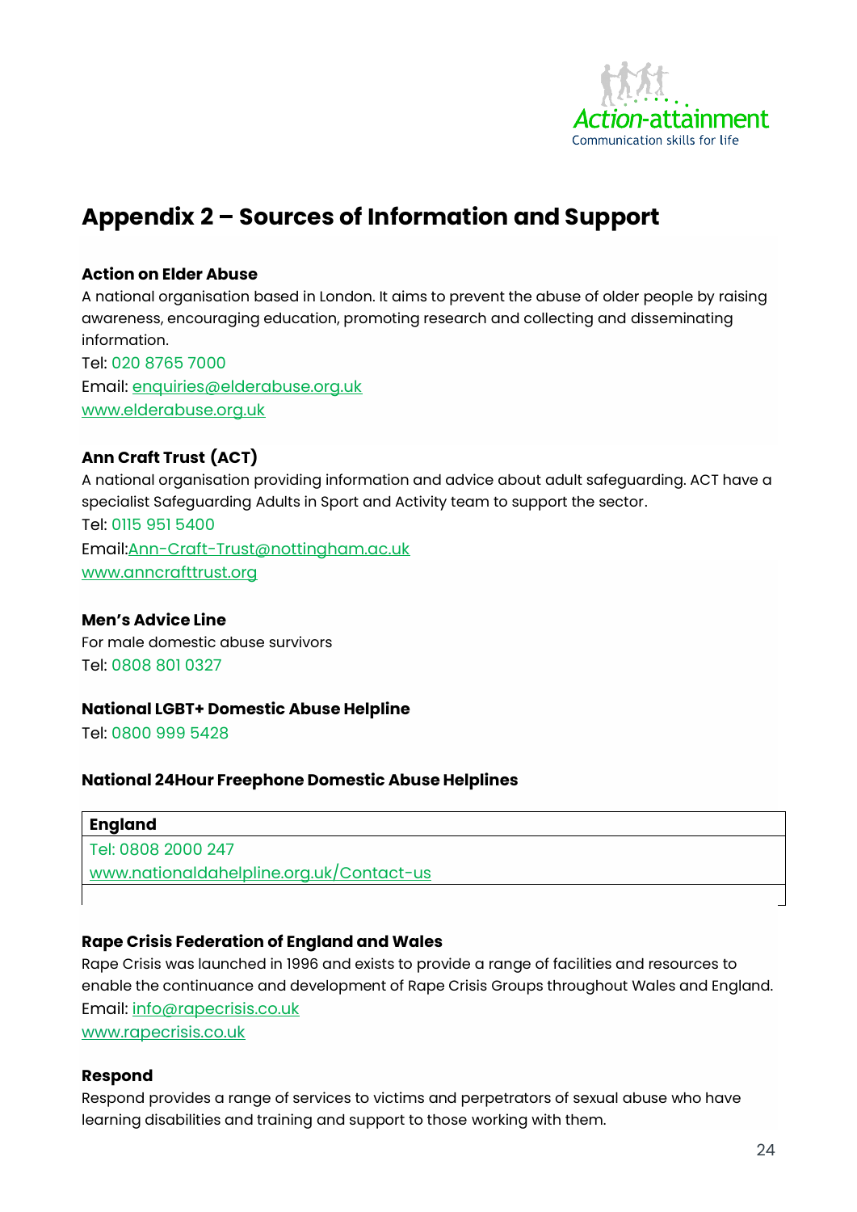## Appendix 2 – Sources of Information and Support

### Action on Elder Abuse

A national organisation based in London. It aims to prevent the abuse of older people by raising awareness, encouraging education, promoting research and collecting and disseminating information.

Tel: 020 8765 7000

Email: enquiries@elderabuse.org.uk

www.elderabuse.org.uk

### Ann Craft Trust (ACT)

A national organisation providing information and advice about adult safeguarding. ACT have a specialist Safeguarding Adults in Sport and Activity team to support the sector.

Tel: 0115 951 5400

Email:Ann-Craft-Trust@nottingham.ac.uk

www.anncrafttrust.org

### Men's Advice Line

For male domestic abuse survivors

Tel: 0808 801 0327

### National LGBT+ Domestic Abuse Helpline

Tel: 0800 999 5428

### National 24Hour Freephone Domestic Abuse Helplines

| England |
|---|
| Tel: 0808 2000 247<br>www.nationaldahelpline.org.uk/Contact-us |
| |

### Rape Crisis Federation of England and Wales

Rape Crisis was launched in 1996 and exists to provide a range of facilities and resources to enable the continuance and development of Rape Crisis Groups throughout Wales and England.

Email: info@rapecrisis.co.uk

www.rapecrisis.co.uk

### Respond

Respond provides a range of services to victims and perpetrators of sexual abuse who have learning disabilities and training and support to those working with them.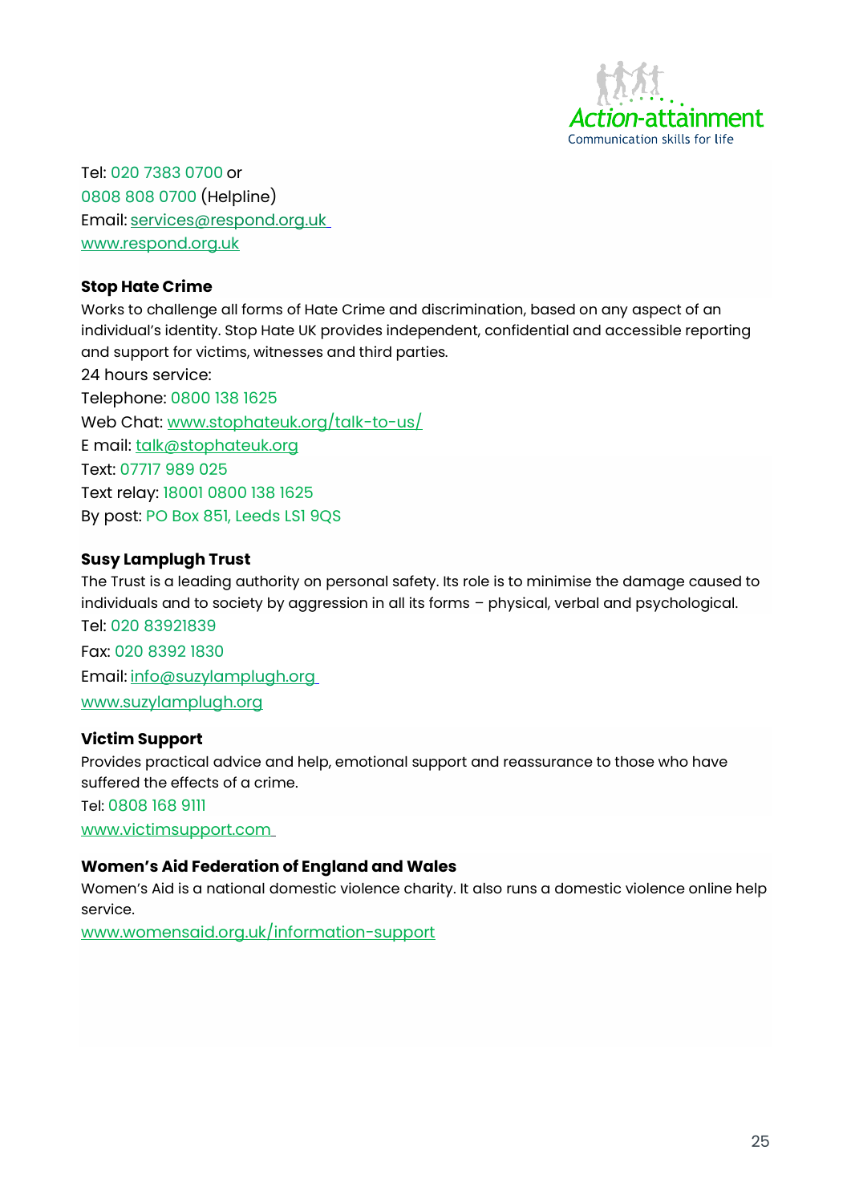Tel: 020 7383 0700 or  
0808 808 0700 (Helpline)  
Email: services@respond.org.uk  
www.respond.org.uk

### Stop Hate Crime

Works to challenge all forms of Hate Crime and discrimination, based on any aspect of an individual's identity. Stop Hate UK provides independent, confidential and accessible reporting and support for victims, witnesses and third parties.

24 hours service:  
Telephone: 0800 138 1625  
Web Chat: www.stophateuk.org/talk-to-us/  
E mail: talk@stophateuk.org  
Text: 07717 989 025  
Text relay: 18001 0800 138 1625  
By post: PO Box 851, Leeds LS1 9QS

### Susy Lamplugh Trust

The Trust is a leading authority on personal safety. Its role is to minimise the damage caused to individuals and to society by aggression in all its forms – physical, verbal and psychological.

Tel: 020 83921839  
Fax: 020 8392 1830  
Email: info@suzylamplugh.org  
www.suzylamplugh.org

### Victim Support

Provides practical advice and help, emotional support and reassurance to those who have suffered the effects of a crime.

Tel: 0808 168 9111  
www.victimsupport.com

### Women's Aid Federation of England and Wales

Women's Aid is a national domestic violence charity. It also runs a domestic violence online help service.

www.womensaid.org.uk/information-support